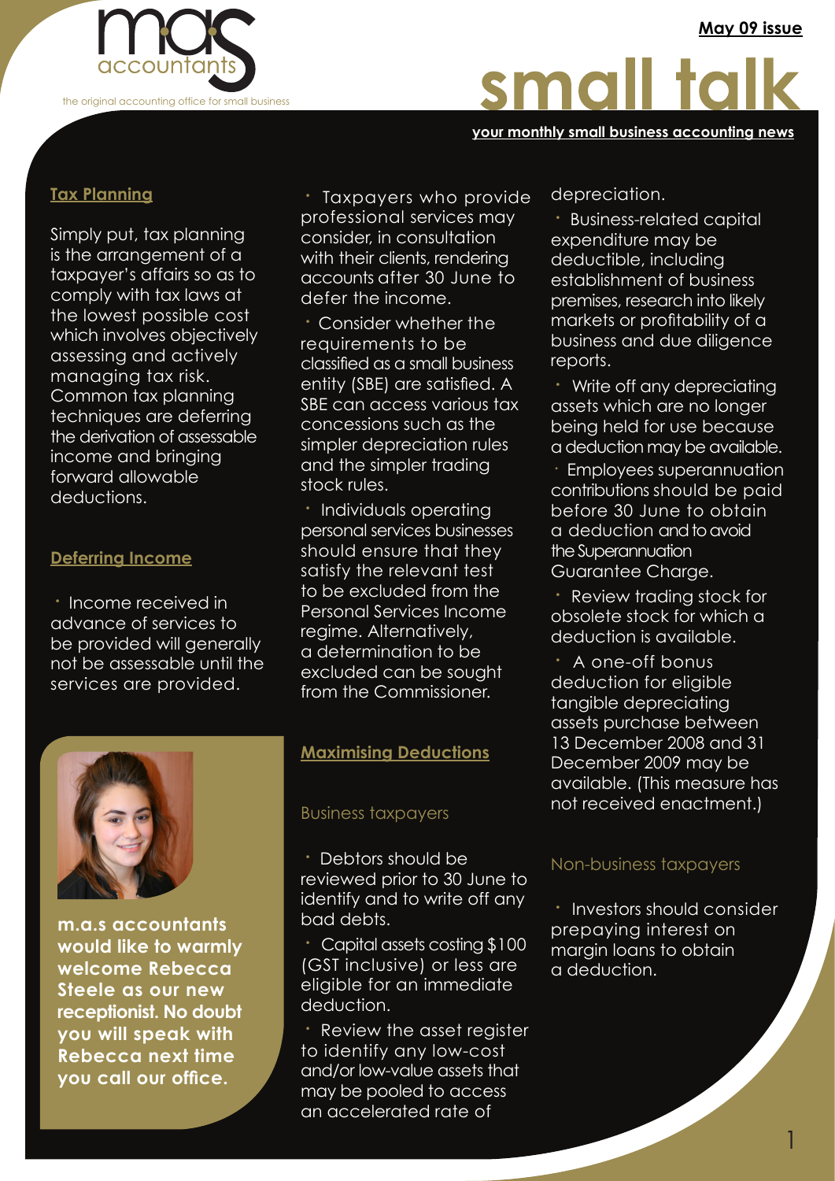mas accountants

the original accounting office for small business

May 09 issue

# small talk

your monthly small business accounting news

## Tax Planning

Simply put, tax planning is the arrangement of a taxpayer's affairs so as to comply with tax laws at the lowest possible cost which involves objectively assessing and actively managing tax risk. Common tax planning techniques are deferring the derivation of assessable income and bringing forward allowable deductions.

## Deferring Income

- Income received in advance of services to be provided will generally not be assessable until the services are provided.
- Taxpayers who provide professional services may consider, in consultation with their clients, rendering accounts after 30 June to defer the income.
- Consider whether the requirements to be classified as a small business entity (SBE) are satisfied. A SBE can access various tax concessions such as the simpler depreciation rules and the simpler trading stock rules.
- Individuals operating personal services businesses should ensure that they satisfy the relevant test to be excluded from the Personal Services Income regime. Alternatively, a determination to be excluded can be sought from the Commissioner.

**m.a.s accountants would like to warmly welcome Rebecca Steele as our new receptionist. No doubt you will speak with Rebecca next time you call our office.**

## Maximising Deductions

### Business taxpayers

- Debtors should be reviewed prior to 30 June to identify and to write off any bad debts.
- Capital assets costing $100 (GST inclusive) or less are eligible for an immediate deduction.
- Review the asset register to identify any low-cost and/or low-value assets that may be pooled to access an accelerated rate of depreciation.
- Business-related capital expenditure may be deductible, including establishment of business premises, research into likely markets or profitability of a business and due diligence reports.
- Write off any depreciating assets which are no longer being held for use because a deduction may be available.
- Employees superannuation contributions should be paid before 30 June to obtain a deduction and to avoid the Superannuation Guarantee Charge.
- Review trading stock for obsolete stock for which a deduction is available.
- A one-off bonus deduction for eligible tangible depreciating assets purchase between 13 December 2008 and 31 December 2009 may be available. (This measure has not received enactment.)

### Non-business taxpayers

- Investors should consider prepaying interest on margin loans to obtain a deduction.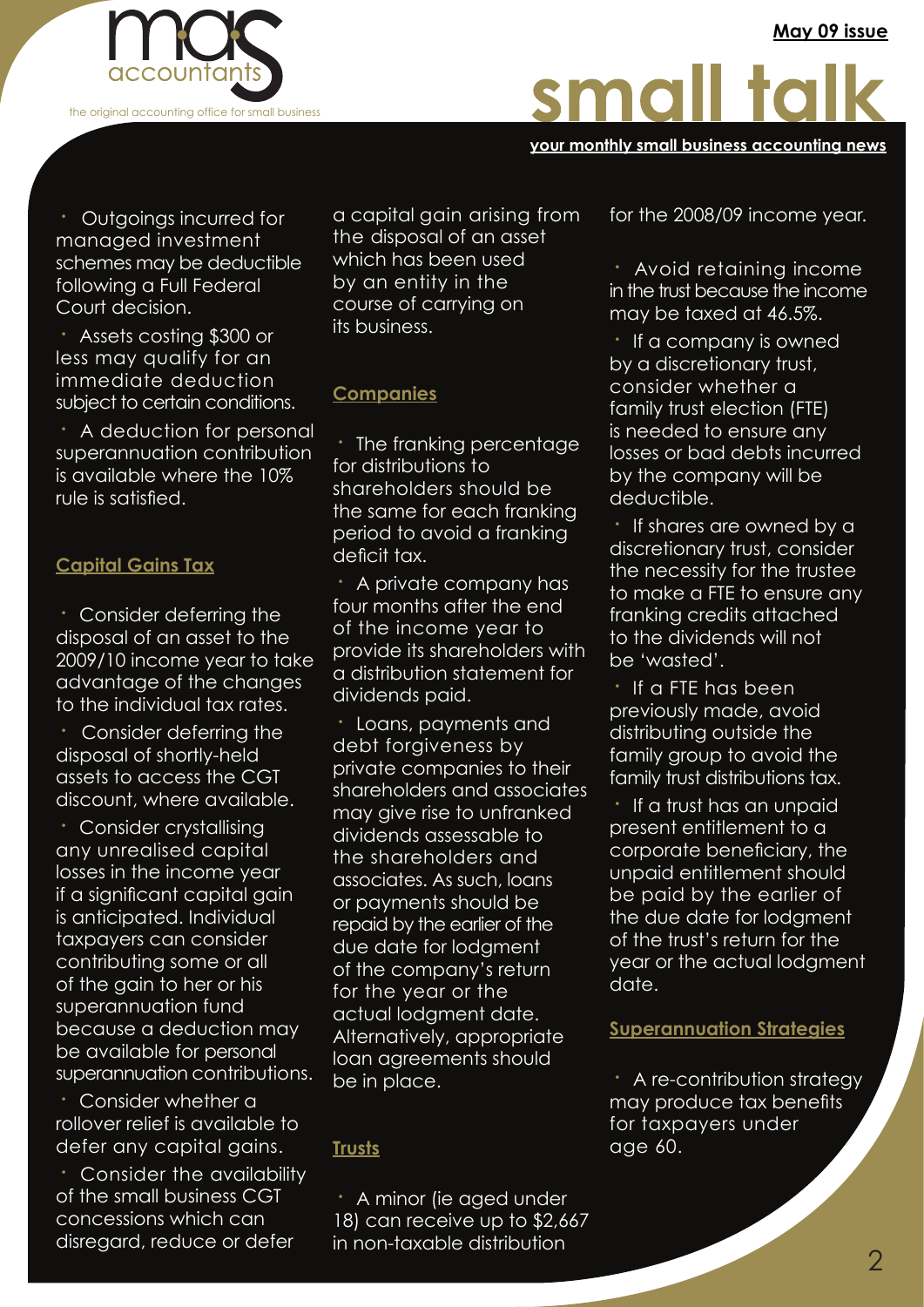- Outgoings incurred for managed investment schemes may be deductible following a Full Federal Court decision.
- Assets costing $300 or less may qualify for an immediate deduction subject to certain conditions.
- A deduction for personal superannuation contribution is available where the 10% rule is satisfied.

## Capital Gains Tax

- Consider deferring the disposal of an asset to the 2009/10 income year to take advantage of the changes to the individual tax rates.
- Consider deferring the disposal of shortly-held assets to access the CGT discount, where available.
- Consider crystallising any unrealised capital losses in the income year if a significant capital gain is anticipated. Individual taxpayers can consider contributing some or all of the gain to her or his superannuation fund because a deduction may be available for personal superannuation contributions.
- Consider whether a rollover relief is available to defer any capital gains.
- Consider the availability of the small business CGT concessions which can disregard, reduce or defer a capital gain arising from the disposal of an asset which has been used by an entity in the course of carrying on its business.

## Companies

- The franking percentage for distributions to shareholders should be the same for each franking period to avoid a franking deficit tax.
- A private company has four months after the end of the income year to provide its shareholders with a distribution statement for dividends paid.
- Loans, payments and debt forgiveness by private companies to their shareholders and associates may give rise to unfranked dividends assessable to the shareholders and associates. As such, loans or payments should be repaid by the earlier of the due date for lodgment of the company's return for the year or the actual lodgment date. Alternatively, appropriate loan agreements should be in place.

## Trusts

- A minor (ie aged under 18) can receive up to $2,667 in non-taxable distribution for the 2008/09 income year.
- Avoid retaining income in the trust because the income may be taxed at 46.5%.
- If a company is owned by a discretionary trust, consider whether a family trust election (FTE) is needed to ensure any losses or bad debts incurred by the company will be deductible.
- If shares are owned by a discretionary trust, consider the necessity for the trustee to make a FTE to ensure any franking credits attached to the dividends will not be 'wasted'.
- If a FTE has been previously made, avoid distributing outside the family group to avoid the family trust distributions tax.
- If a trust has an unpaid present entitlement to a corporate beneficiary, the unpaid entitlement should be paid by the earlier of the due date for lodgment of the trust's return for the year or the actual lodgment date.

## Superannuation Strategies

- A re-contribution strategy may produce tax benefits for taxpayers under age 60.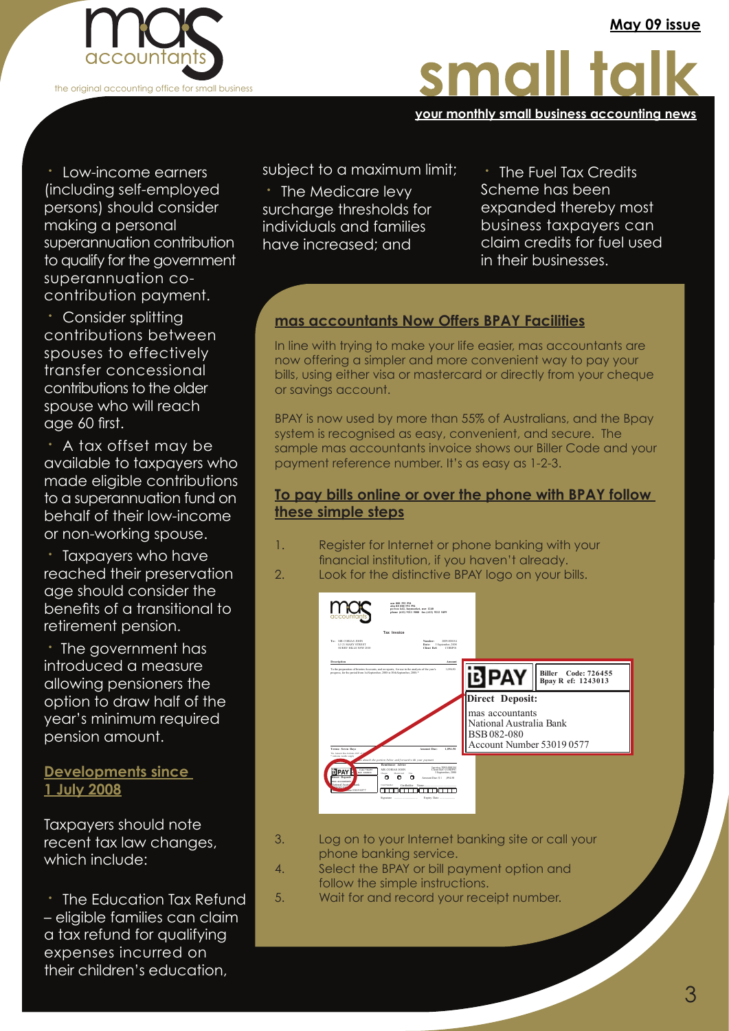- Low-income earners (including self-employed persons) should consider making a personal superannuation contribution to qualify for the government superannuation co-contribution payment.
- Consider splitting contributions between spouses to effectively transfer concessional contributions to the older spouse who will reach age 60 first.
- A tax offset may be available to taxpayers who made eligible contributions to a superannuation fund on behalf of their low-income or non-working spouse.
- Taxpayers who have reached their preservation age should consider the benefits of a transitional to retirement pension.
- The government has introduced a measure allowing pensioners the option to draw half of the year's minimum required pension amount.

## Developments since 1 July 2008

Taxpayers should note recent tax law changes, which include:

- The Education Tax Refund – eligible families can claim a tax refund for qualifying expenses incurred on their children's education, subject to a maximum limit;
- The Medicare levy surcharge thresholds for individuals and families have increased; and
- The Fuel Tax Credits Scheme has been expanded thereby most business taxpayers can claim credits for fuel used in their businesses.

## mas accountants Now Offers BPAY Facilities

In line with trying to make your life easier, mas accountants are now offering a simpler and more convenient way to pay your bills, using either visa or mastercard or directly from your cheque or savings account.

BPAY is now used by more than 55% of Australians, and the Bpay system is recognised as easy, convenient, and secure. The sample mas accountants invoice shows our Biller Code and your payment reference number. It's as easy as 1-2-3.

### To pay bills online or over the phone with BPAY follow these simple steps

1. Register for Internet or phone banking with your financial institution, if you haven't already.
2. Look for the distinctive BPAY logo on your bills.

BPAY — Biller Code: 726455 — Bpay Ref: 1243013

Direct Deposit:
mas accountants
National Australia Bank
BSB 082-080
Account Number 53019 0577

3. Log on to your Internet banking site or call your phone banking service.
4. Select the BPAY or bill payment option and follow the simple instructions.
5. Wait for and record your receipt number.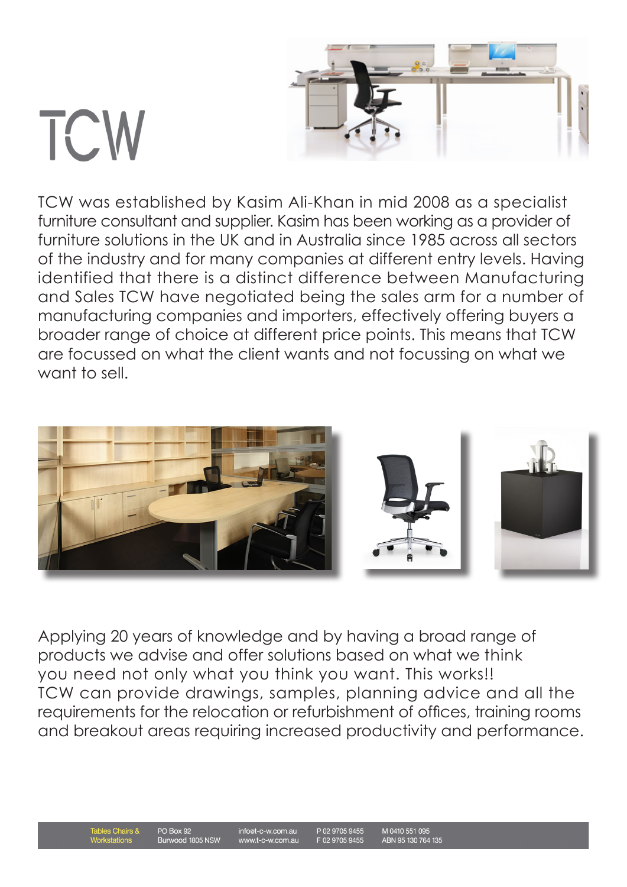# TCW

TCW was established by Kasim Ali-Khan in mid 2008 as a specialist furniture consultant and supplier. Kasim has been working as a provider of furniture solutions in the UK and in Australia since 1985 across all sectors of the industry and for many companies at different entry levels. Having identified that there is a distinct difference between Manufacturing and Sales TCW have negotiated being the sales arm for a number of manufacturing companies and importers, effectively offering buyers a broader range of choice at different price points. This means that TCW are focussed on what the client wants and not focussing on what we want to sell.

Applying 20 years of knowledge and by having a broad range of products we advise and offer solutions based on what we think you need not only what you think you want. This works!!
TCW can provide drawings, samples, planning advice and all the requirements for the relocation or refurbishment of offices, training rooms and breakout areas requiring increased productivity and performance.

Tables Chairs & Workstations | PO Box 92 Burwood 1805 NSW | info@t-c-w.com.au www.t-c-w.com.au | P 02 9705 9455 F 02 9705 9455 | M 0410 551 095 ABN 95 130 764 135